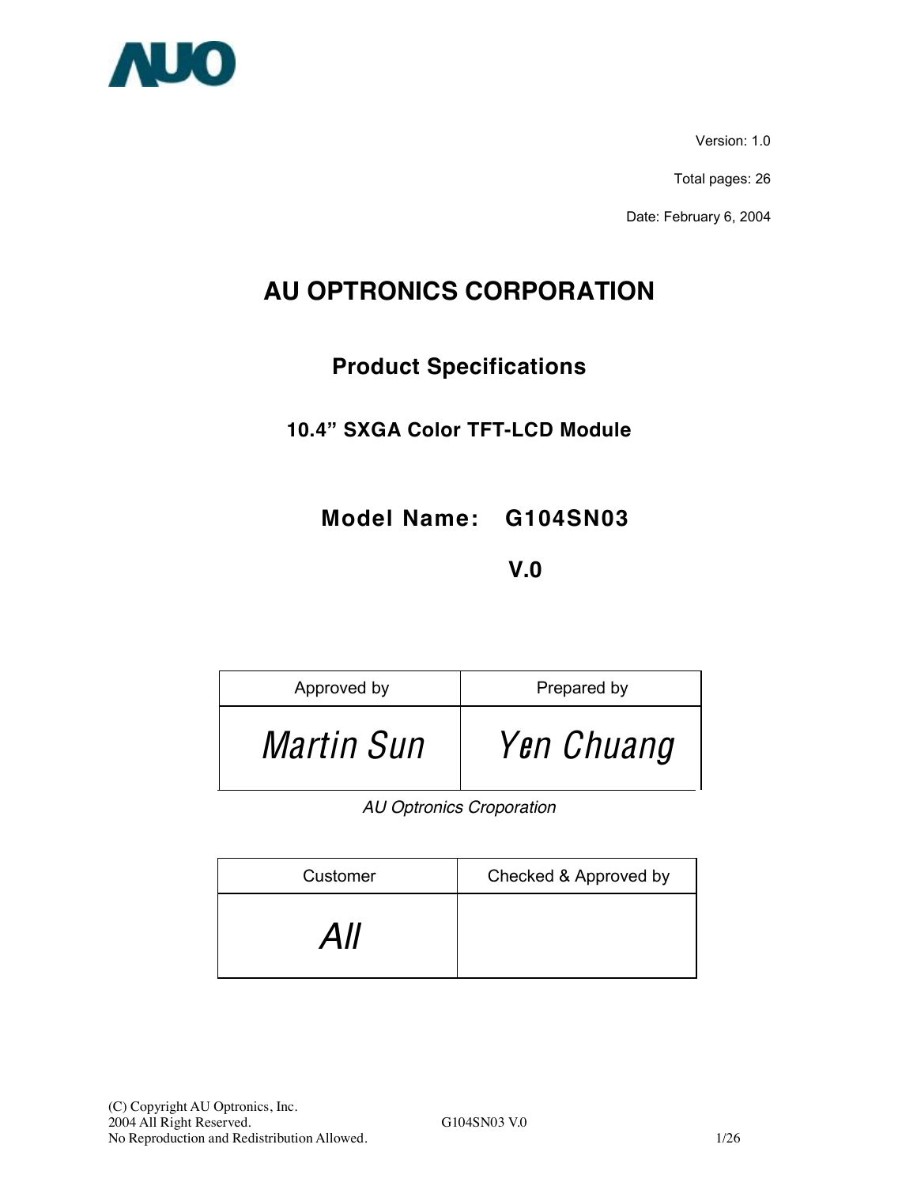AUO

Version: 1.0

Total pages: 26

Date: February 6, 2004

# AU OPTRONICS CORPORATION

## Product Specifications

### 10.4" SXGA Color TFT-LCD Module

### Model Name: G104SN03

### V.0

| Approved by | Prepared by |
| --- | --- |
| *Martin Sun* | *Yen Chuang* |

*AU Optronics Croporation*

| Customer | Checked & Approved by |
| --- | --- |
| *All* | |

(C) Copyright AU Optronics, Inc.
2004 All Right Reserved.
No Reproduction and Redistribution Allowed.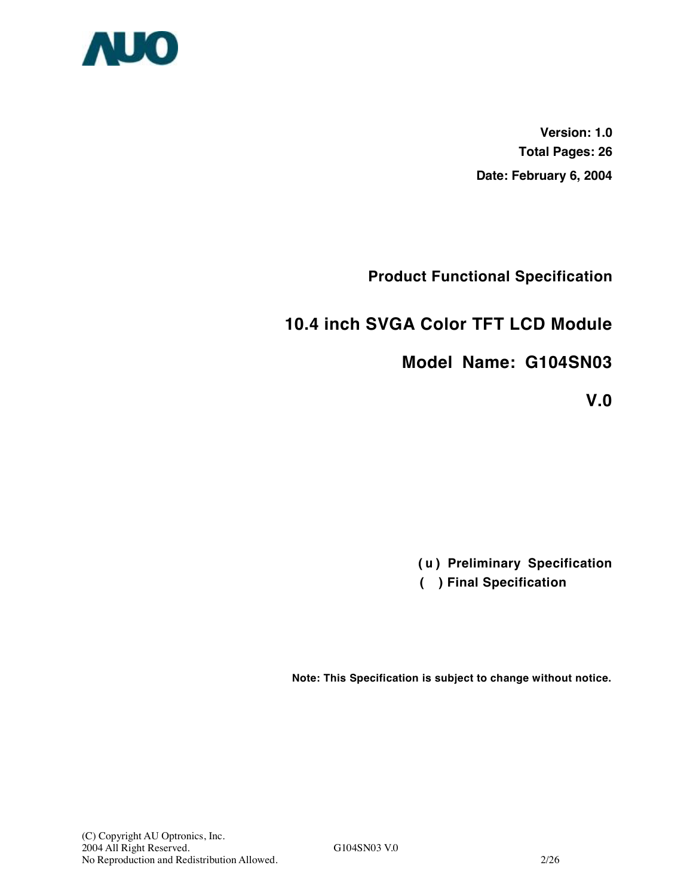**Version: 1.0**

**Total Pages: 26**

**Date: February 6, 2004**

## Product Functional Specification

# 10.4 inch SVGA Color TFT LCD Module

# Model Name: G104SN03

# V.0

**( u ) Preliminary Specification**

**( ) Final Specification**

**Note: This Specification is subject to change without notice.**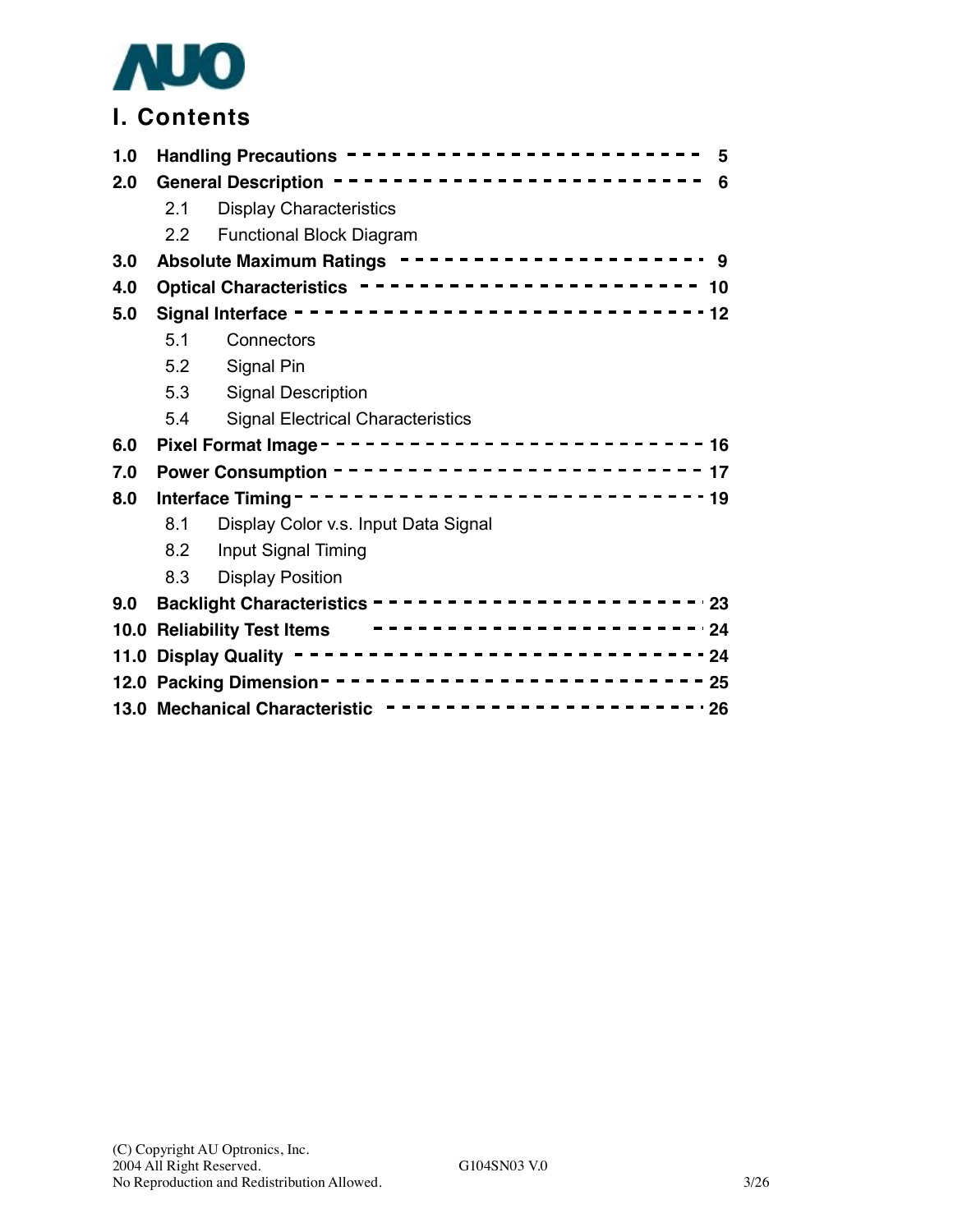# I. Contents

**1.0 Handling Precautions** ---------------------- 5

**2.0 General Description** ---------------------- 6

- 2.1 Display Characteristics
- 2.2 Functional Block Diagram

**3.0 Absolute Maximum Ratings** ---------------------- 9

**4.0 Optical Characteristics** ---------------------- 10

**5.0 Signal Interface** ---------------------- 12

- 5.1 Connectors
- 5.2 Signal Pin
- 5.3 Signal Description
- 5.4 Signal Electrical Characteristics

**6.0 Pixel Format Image** ---------------------- 16

**7.0 Power Consumption** ---------------------- 17

**8.0 Interface Timing** ---------------------- 19

- 8.1 Display Color v.s. Input Data Signal
- 8.2 Input Signal Timing
- 8.3 Display Position

**9.0 Backlight Characteristics** ---------------------- 23

**10.0 Reliability Test Items** ---------------------- 24

**11.0 Display Quality** ---------------------- 24

**12.0 Packing Dimension** ---------------------- 25

**13.0 Mechanical Characteristic** ---------------------- 26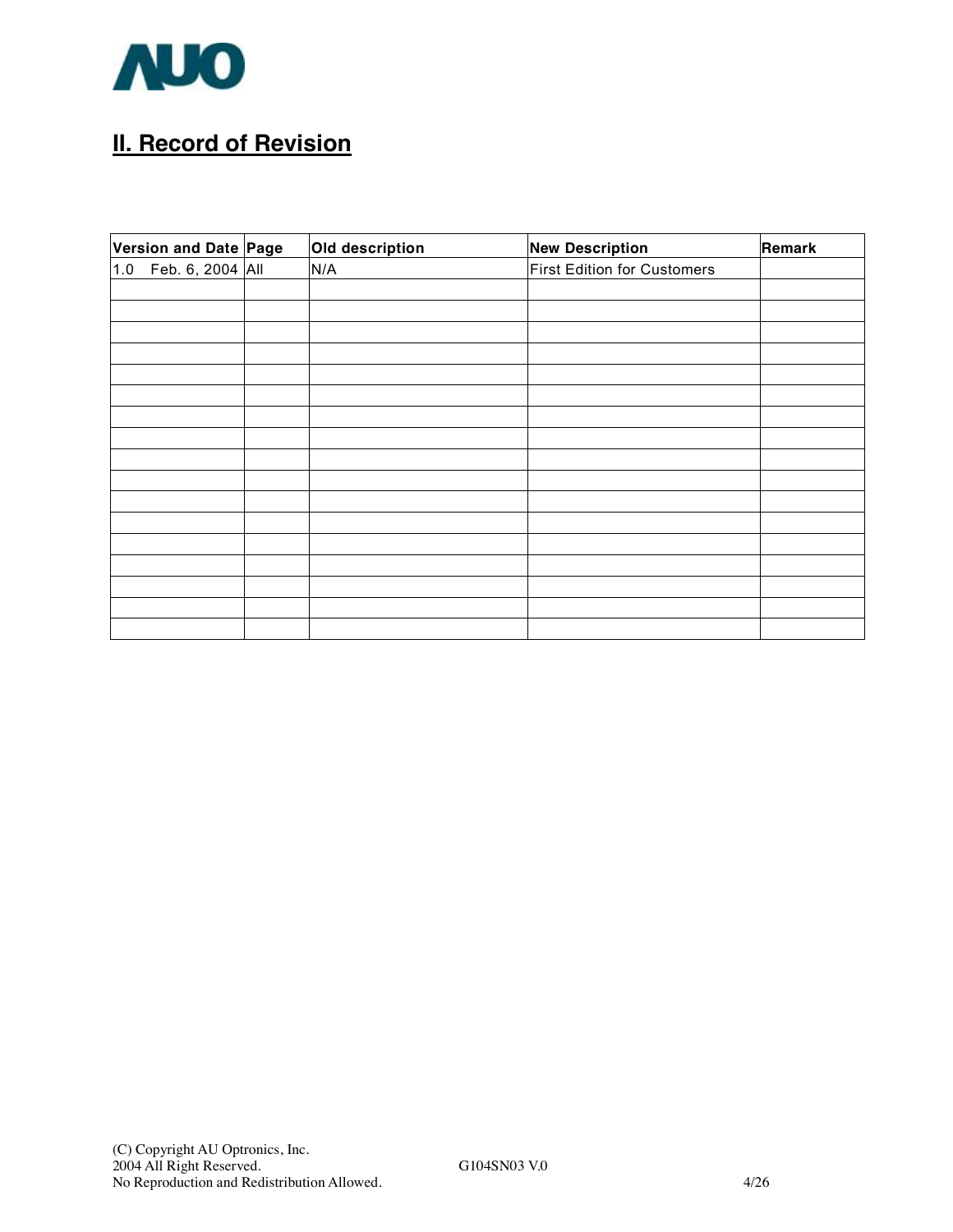## II. Record of Revision

| Version and Date | Page | Old description | New Description | Remark |
|---|---|---|---|---|
| 1.0 Feb. 6, 2004 | All | N/A | First Edition for Customers | |
| | | | | |
| | | | | |
| | | | | |
| | | | | |
| | | | | |
| | | | | |
| | | | | |
| | | | | |
| | | | | |
| | | | | |
| | | | | |
| | | | | |
| | | | | |
| | | | | |
| | | | | |
| | | | | |
| | | | | |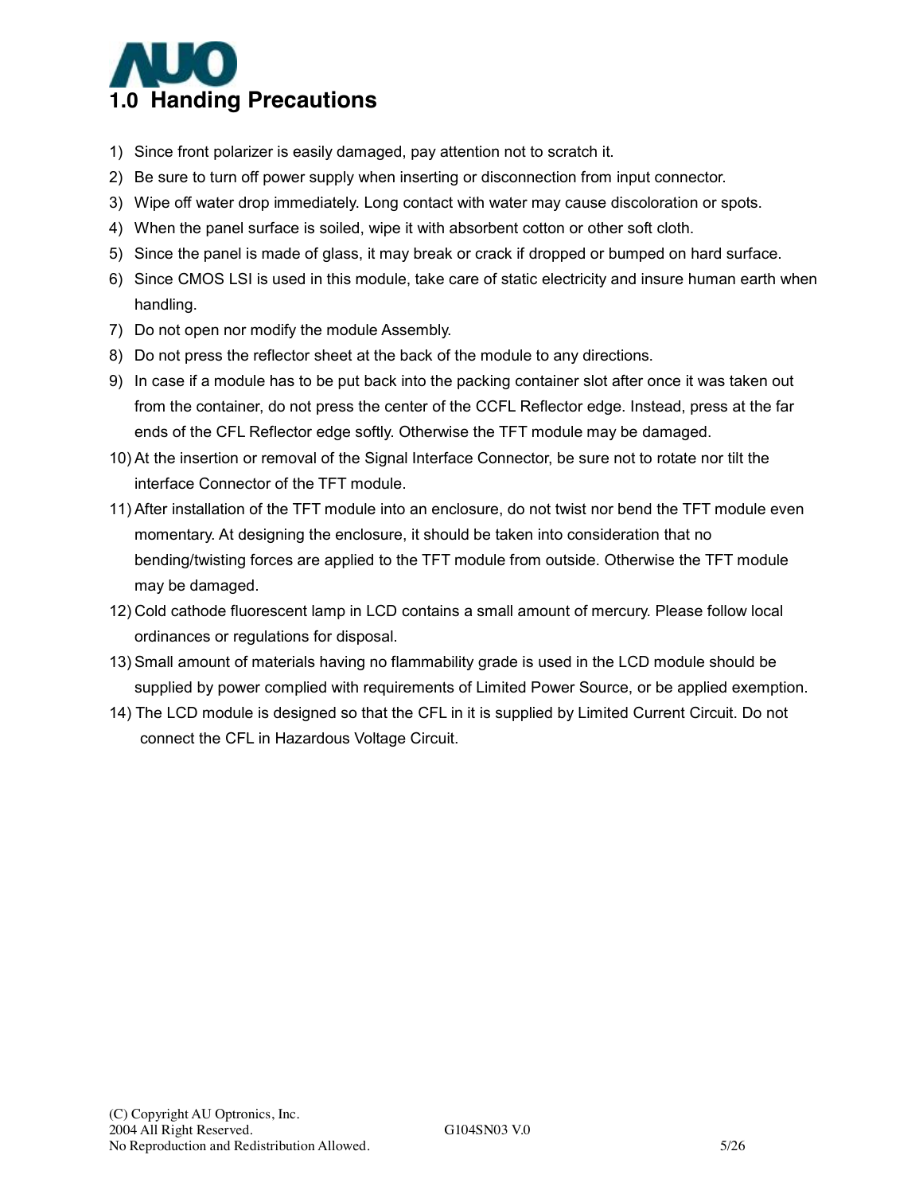# 1.0 Handing Precautions

1) Since front polarizer is easily damaged, pay attention not to scratch it.
2) Be sure to turn off power supply when inserting or disconnection from input connector.
3) Wipe off water drop immediately. Long contact with water may cause discoloration or spots.
4) When the panel surface is soiled, wipe it with absorbent cotton or other soft cloth.
5) Since the panel is made of glass, it may break or crack if dropped or bumped on hard surface.
6) Since CMOS LSI is used in this module, take care of static electricity and insure human earth when handling.
7) Do not open nor modify the module Assembly.
8) Do not press the reflector sheet at the back of the module to any directions.
9) In case if a module has to be put back into the packing container slot after once it was taken out from the container, do not press the center of the CCFL Reflector edge. Instead, press at the far ends of the CFL Reflector edge softly. Otherwise the TFT module may be damaged.
10) At the insertion or removal of the Signal Interface Connector, be sure not to rotate nor tilt the interface Connector of the TFT module.
11) After installation of the TFT module into an enclosure, do not twist nor bend the TFT module even momentary. At designing the enclosure, it should be taken into consideration that no bending/twisting forces are applied to the TFT module from outside. Otherwise the TFT module may be damaged.
12) Cold cathode fluorescent lamp in LCD contains a small amount of mercury. Please follow local ordinances or regulations for disposal.
13) Small amount of materials having no flammability grade is used in the LCD module should be supplied by power complied with requirements of Limited Power Source, or be applied exemption.
14) The LCD module is designed so that the CFL in it is supplied by Limited Current Circuit. Do not connect the CFL in Hazardous Voltage Circuit.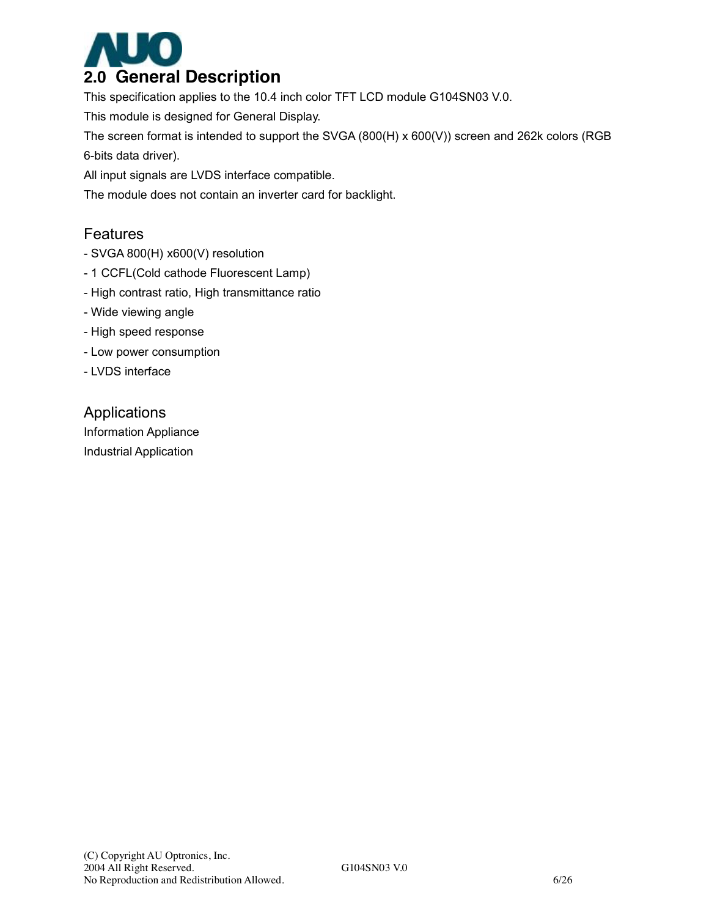## 2.0 General Description

This specification applies to the 10.4 inch color TFT LCD module G104SN03 V.0.

This module is designed for General Display.

The screen format is intended to support the SVGA (800(H) x 600(V)) screen and 262k colors (RGB 6-bits data driver).

All input signals are LVDS interface compatible.

The module does not contain an inverter card for backlight.

### Features

- SVGA 800(H) x600(V) resolution
- 1 CCFL(Cold cathode Fluorescent Lamp)
- High contrast ratio, High transmittance ratio
- Wide viewing angle
- High speed response
- Low power consumption
- LVDS interface

### Applications

Information Appliance

Industrial Application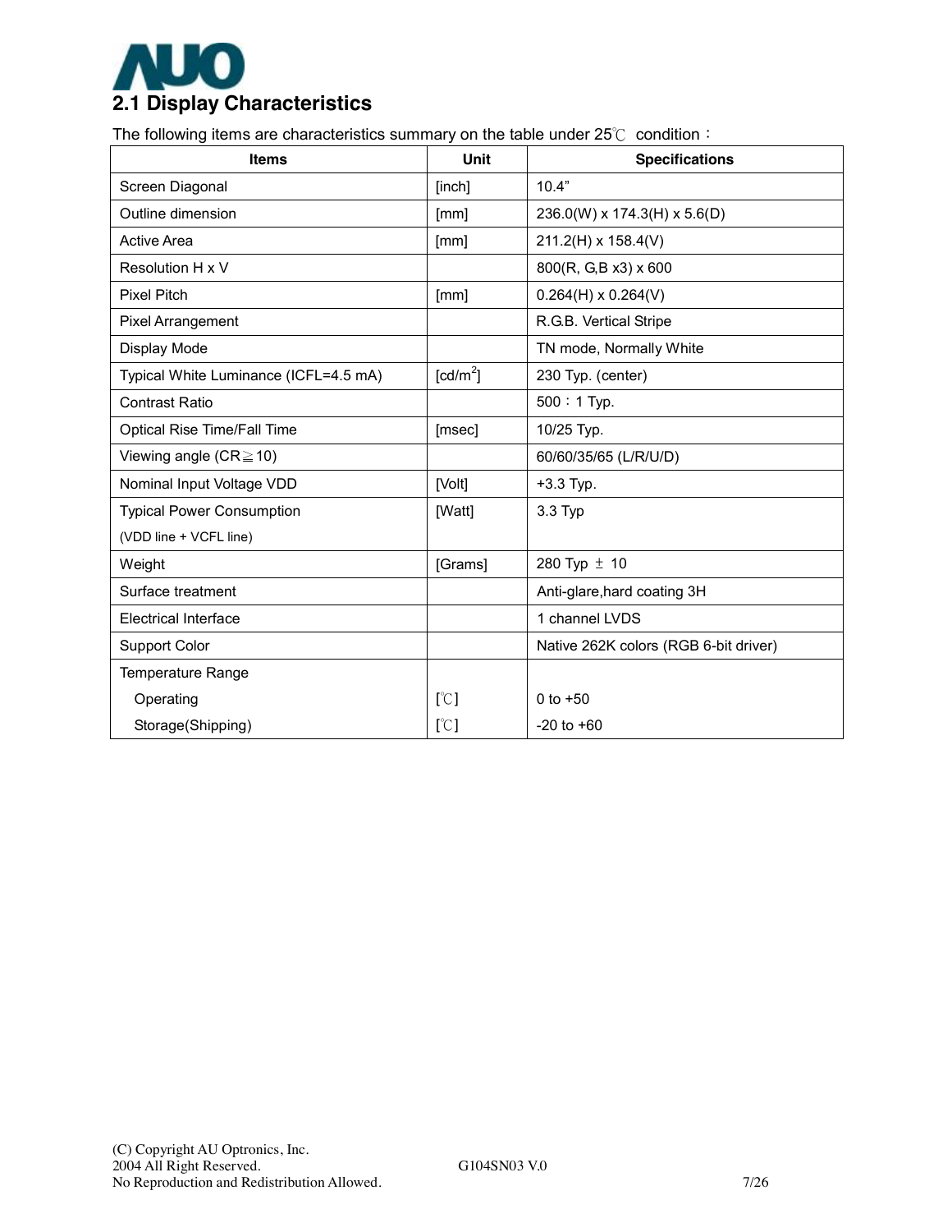## 2.1 Display Characteristics

The following items are characteristics summary on the table under 25℃ condition：

| Items | Unit | Specifications |
|---|---|---|
| Screen Diagonal | [inch] | 10.4” |
| Outline dimension | [mm] | 236.0(W) x 174.3(H) x 5.6(D) |
| Active Area | [mm] | 211.2(H) x 158.4(V) |
| Resolution H x V | | 800(R, G,B x3) x 600 |
| Pixel Pitch | [mm] | 0.264(H) x 0.264(V) |
| Pixel Arrangement | | R.G.B. Vertical Stripe |
| Display Mode | | TN mode, Normally White |
| Typical White Luminance (ICFL=4.5 mA) | [cd/m$^2$] | 230 Typ. (center) |
| Contrast Ratio | | 500：1 Typ. |
| Optical Rise Time/Fall Time | [msec] | 10/25 Typ. |
| Viewing angle (CR≧10) | | 60/60/35/65 (L/R/U/D) |
| Nominal Input Voltage VDD | [Volt] | +3.3 Typ. |
| Typical Power Consumption (VDD line + VCFL line) | [Watt] | 3.3 Typ |
| Weight | [Grams] | 280 Typ ± 10 |
| Surface treatment | | Anti-glare,hard coating 3H |
| Electrical Interface | | 1 channel LVDS |
| Support Color | | Native 262K colors (RGB 6-bit driver) |
| Temperature Range | | |
| Operating | [℃] | 0 to +50 |
| Storage(Shipping) | [℃] | -20 to +60 |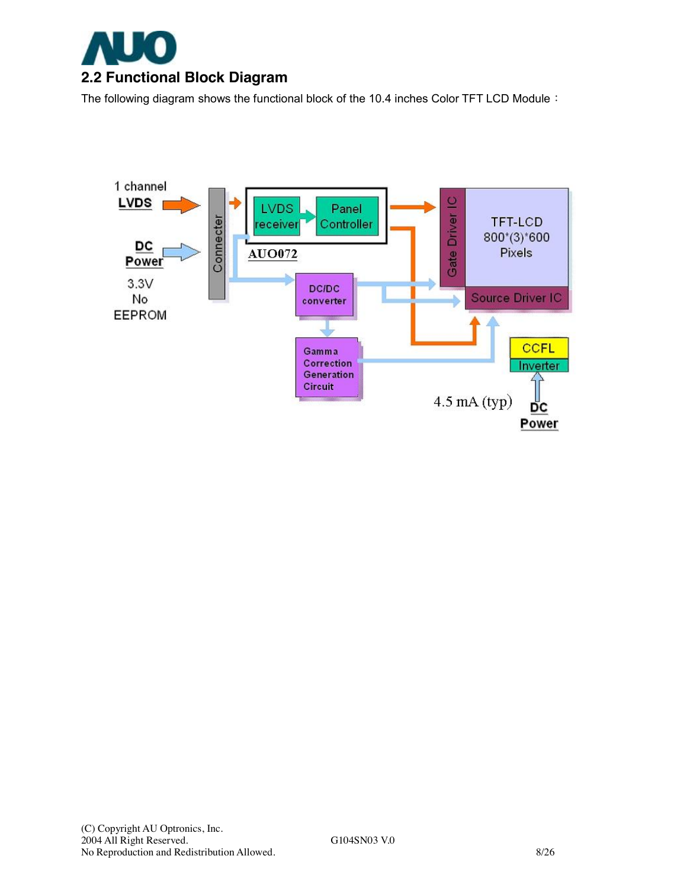## 2.2 Functional Block Diagram

The following diagram shows the functional block of the 10.4 inches Color TFT LCD Module：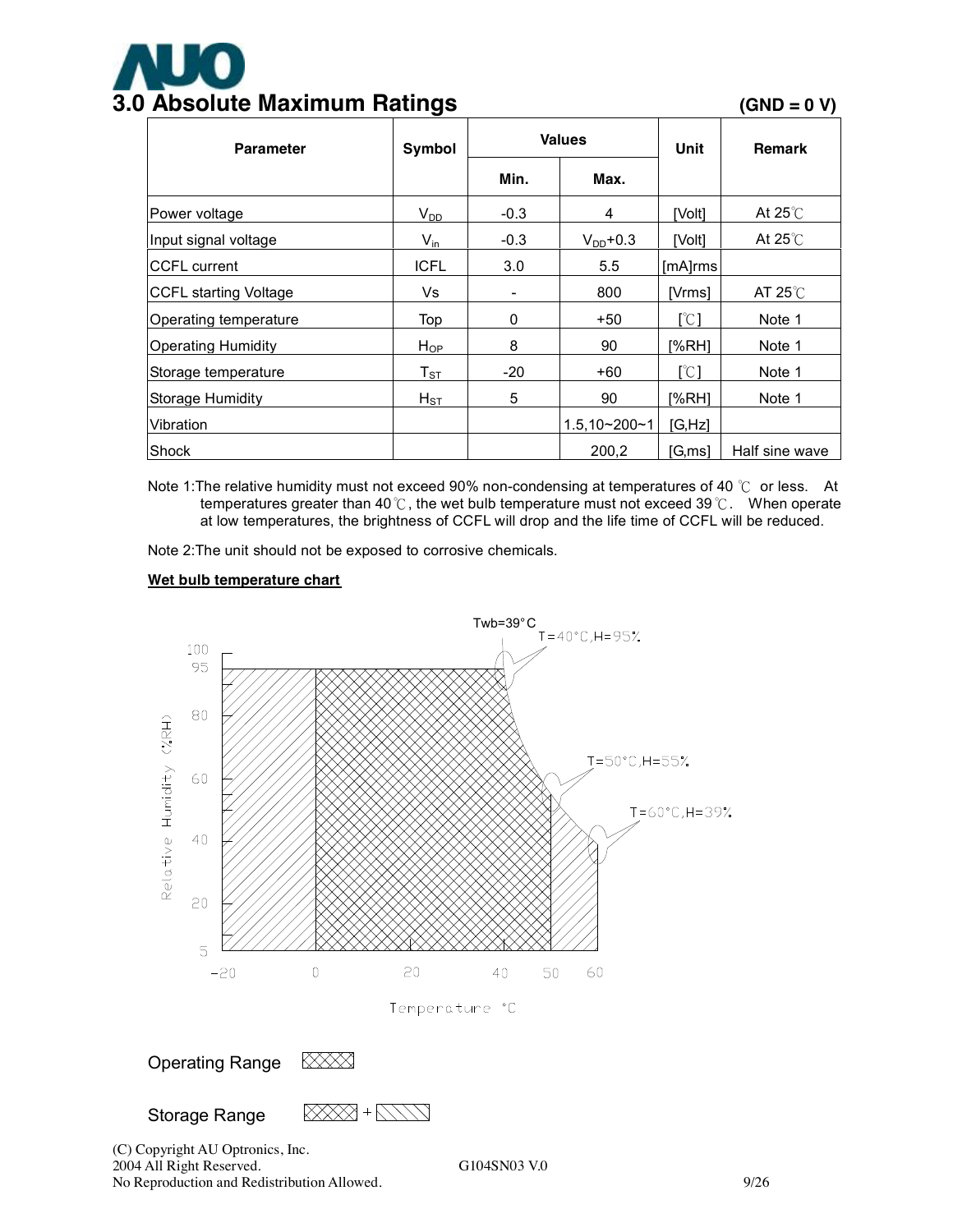# 3.0 Absolute Maximum Ratings

**(GND = 0 V)**

| Parameter | Symbol | Values | | Unit | Remark |
|---|---|---|---|---|---|
| | | Min. | Max. | | |
| Power voltage | $V_{DD}$ | -0.3 | 4 | [Volt] | At 25℃ |
| Input signal voltage | $V_{in}$ | -0.3 | $V_{DD}$+0.3 | [Volt] | At 25℃ |
| CCFL current | ICFL | 3.0 | 5.5 | [mA]rms | |
| CCFL starting Voltage | Vs | - | 800 | [Vrms] | AT 25℃ |
| Operating temperature | Top | 0 | +50 | [℃] | Note 1 |
| Operating Humidity | $H_{OP}$ | 8 | 90 | [%RH] | Note 1 |
| Storage temperature | $T_{ST}$ | -20 | +60 | [℃] | Note 1 |
| Storage Humidity | $H_{ST}$ | 5 | 90 | [%RH] | Note 1 |
| Vibration | | | 1.5,10~200~1 | [G,Hz] | |
| Shock | | | 200,2 | [G,ms] | Half sine wave |

Note 1:The relative humidity must not exceed 90% non-condensing at temperatures of 40 ℃ or less. At temperatures greater than 40℃, the wet bulb temperature must not exceed 39℃. When operate at low temperatures, the brightness of CCFL will drop and the life time of CCFL will be reduced.

Note 2:The unit should not be exposed to corrosive chemicals.

**Wet bulb temperature chart**

Twb=39°C

T=40°C,H=95%

T=50°C,H=55%

T=60°C,H=39%

Relative Humidity (%RH)

Temperature °C

Operating Range

Storage Range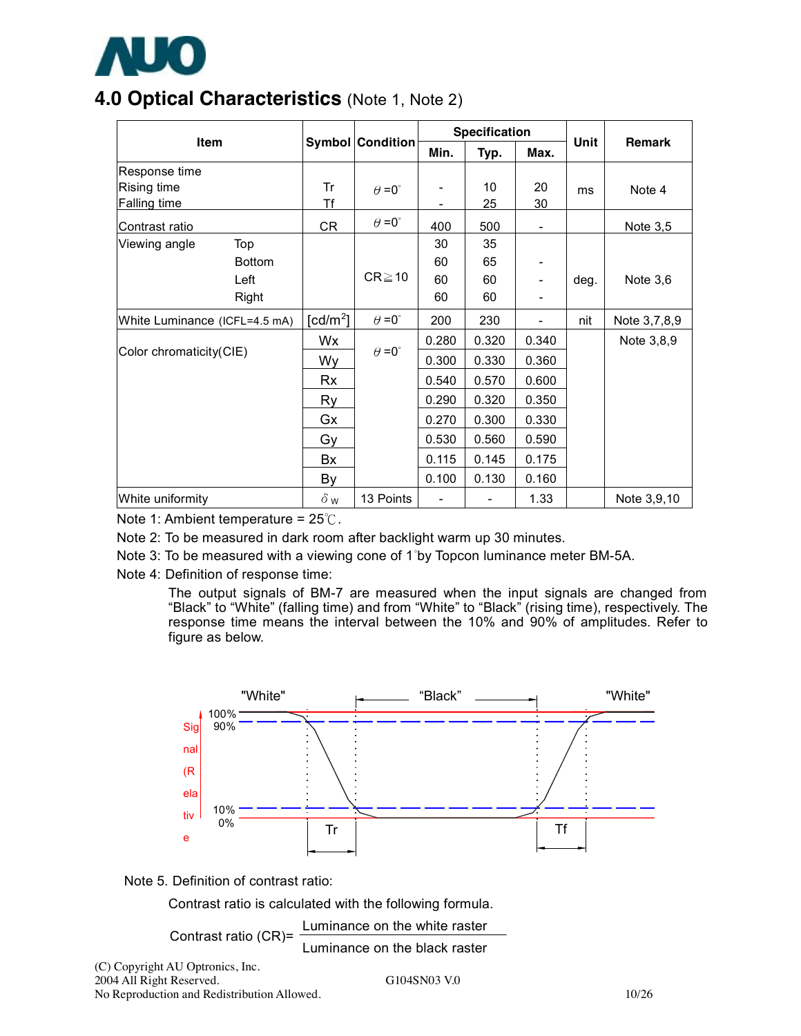## 4.0 Optical Characteristics (Note 1, Note 2)

| Item | | Symbol | Condition | Specification | | | Unit | Remark |
|---|---|---|---|---|---|---|---|---|
| | | | | Min. | Typ. | Max. | | |
| Response time | | | | | | | | |
| Rising time | | Tr | θ =0° | - | 10 | 20 | ms | Note 4 |
| Falling time | | Tf | | - | 25 | 30 | | |
| Contrast ratio | | CR | θ =0° | 400 | 500 | - | | Note 3,5 |
| Viewing angle | Top | | CR≧10 | 30 | 35 | | deg. | Note 3,6 |
| | Bottom | | | 60 | 65 | - | | |
| | Left | | | 60 | 60 | - | | |
| | Right | | | 60 | 60 | - | | |
| White Luminance (ICFL=4.5 mA) | | [cd/m²] | θ =0° | 200 | 230 | - | nit | Note 3,7,8,9 |
| Color chromaticity(CIE) | | Wx | θ =0° | 0.280 | 0.320 | 0.340 | | Note 3,8,9 |
| | | Wy | | 0.300 | 0.330 | 0.360 | | |
| | | Rx | | 0.540 | 0.570 | 0.600 | | |
| | | Ry | | 0.290 | 0.320 | 0.350 | | |
| | | Gx | | 0.270 | 0.300 | 0.330 | | |
| | | Gy | | 0.530 | 0.560 | 0.590 | | |
| | | Bx | | 0.115 | 0.145 | 0.175 | | |
| | | By | | 0.100 | 0.130 | 0.160 | | |
| White uniformity | | $\delta_W$ | 13 Points | - | - | 1.33 | | Note 3,9,10 |

Note 1: Ambient temperature = 25℃.

Note 2: To be measured in dark room after backlight warm up 30 minutes.

Note 3: To be measured with a viewing cone of 1°by Topcon luminance meter BM-5A.

Note 4: Definition of response time:

The output signals of BM-7 are measured when the input signals are changed from "Black" to "White" (falling time) and from "White" to "Black" (rising time), respectively. The response time means the interval between the 10% and 90% of amplitudes. Refer to figure as below.

"White" "Black" "White"

Signal (Relative)

100% 90% 10% 0%

Tr Tf

Note 5. Definition of contrast ratio:

Contrast ratio is calculated with the following formula.

$$\text{Contrast ratio (CR)} = \frac{\text{Luminance on the white raster}}{\text{Luminance on the black raster}}$$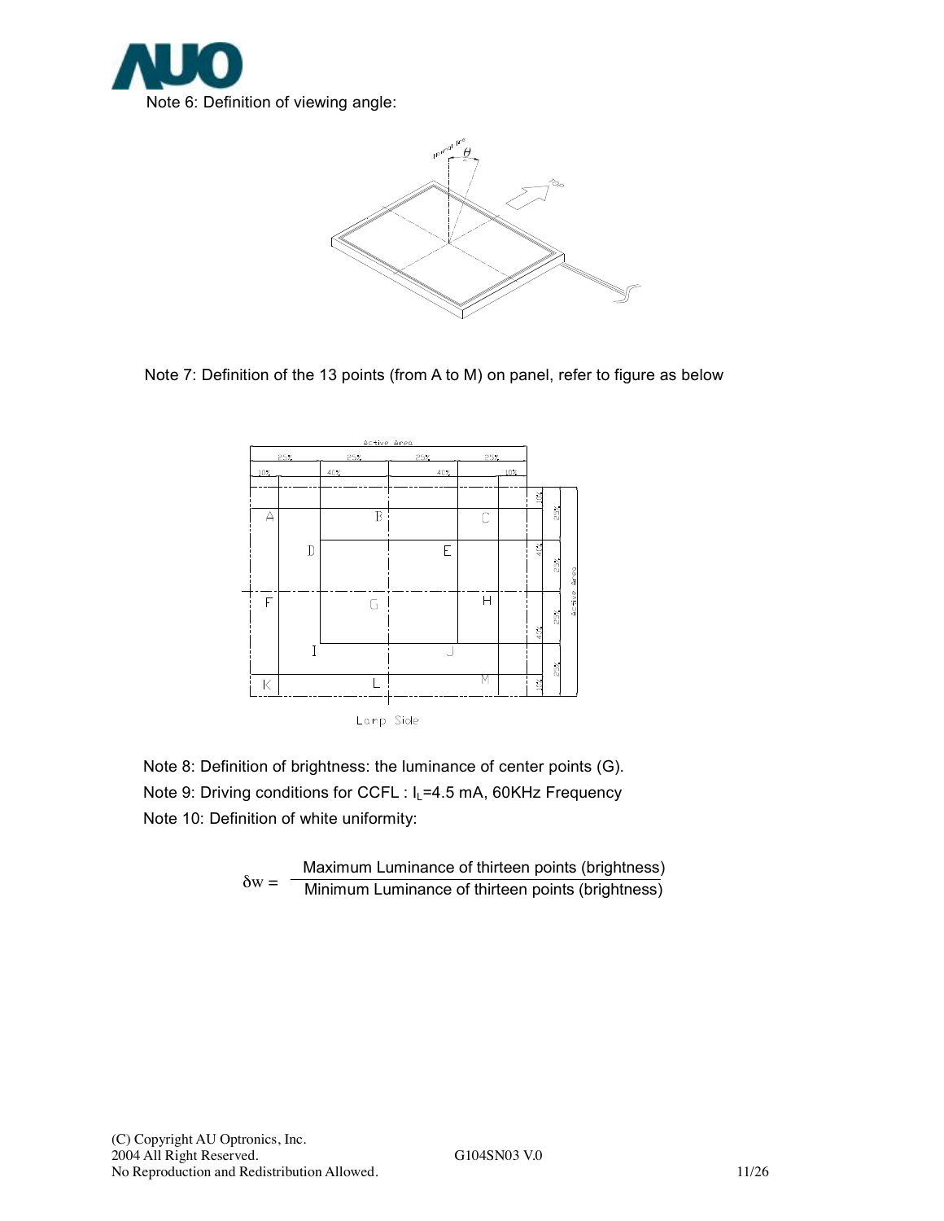Note 6: Definition of viewing angle:

Note 7: Definition of the 13 points (from A to M) on panel, refer to figure as below

Note 8: Definition of brightness: the luminance of center points (G).

Note 9: Driving conditions for CCFL : $I_L$=4.5 mA, 60KHz Frequency

Note 10: Definition of white uniformity:

$$\delta w = \frac{\text{Maximum Luminance of thirteen points (brightness)}}{\text{Minimum Luminance of thirteen points (brightness)}}$$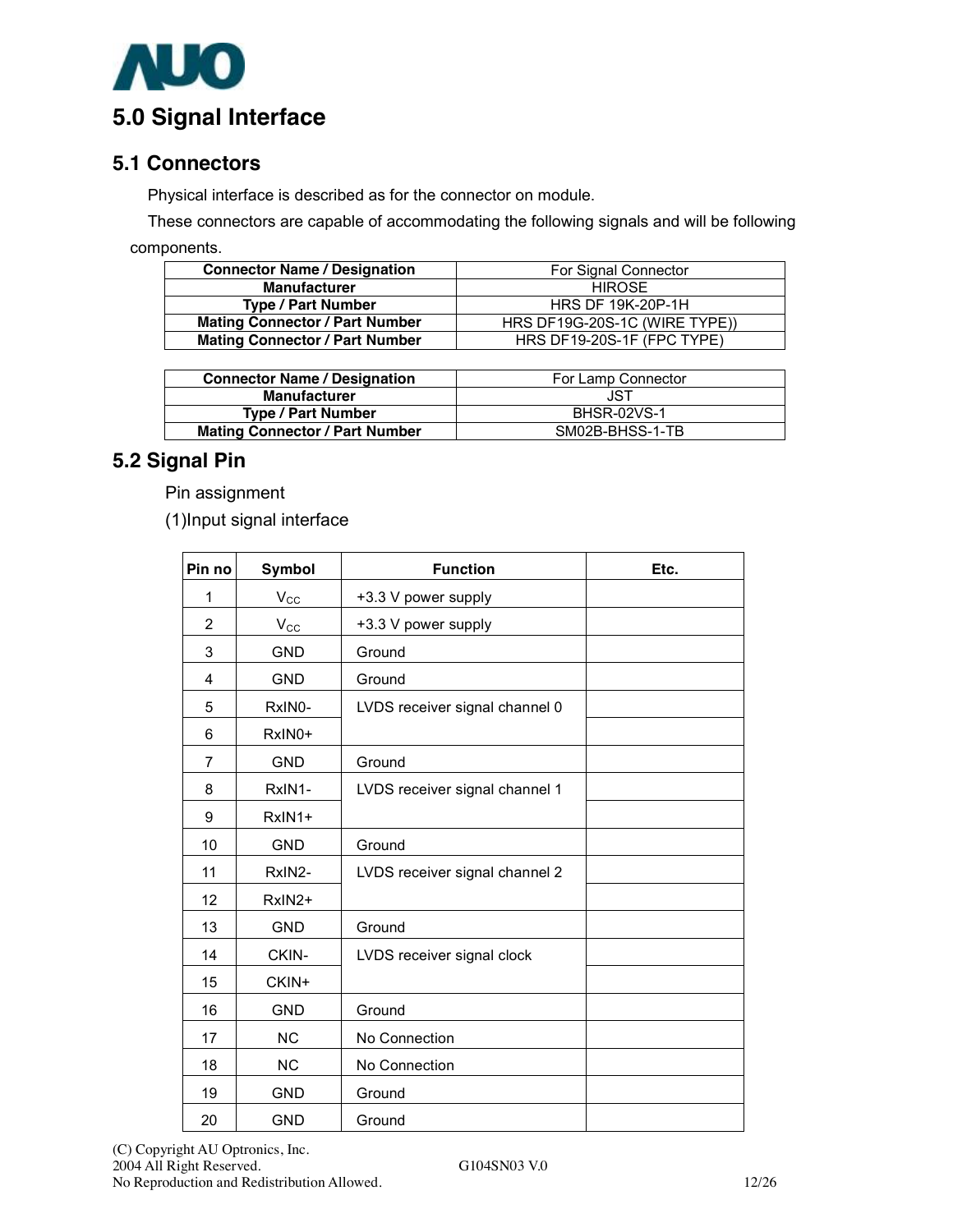# 5.0 Signal Interface

## 5.1 Connectors

Physical interface is described as for the connector on module.

These connectors are capable of accommodating the following signals and will be following components.

| Connector Name / Designation | For Signal Connector |
|---|---|
| Manufacturer | HIROSE |
| Type / Part Number | HRS DF 19K-20P-1H |
| Mating Connector / Part Number | HRS DF19G-20S-1C (WIRE TYPE)) |
| Mating Connector / Part Number | HRS DF19-20S-1F (FPC TYPE) |

| Connector Name / Designation | For Lamp Connector |
|---|---|
| Manufacturer | JST |
| Type / Part Number | BHSR-02VS-1 |
| Mating Connector / Part Number | SM02B-BHSS-1-TB |

## 5.2 Signal Pin

Pin assignment

(1)Input signal interface

| Pin no | Symbol | Function | Etc. |
|---|---|---|---|
| 1 | $V_{CC}$ | +3.3 V power supply | |
| 2 | $V_{CC}$ | +3.3 V power supply | |
| 3 | GND | Ground | |
| 4 | GND | Ground | |
| 5 | RxIN0- | LVDS receiver signal channel 0 | |
| 6 | RxIN0+ | | |
| 7 | GND | Ground | |
| 8 | RxIN1- | LVDS receiver signal channel 1 | |
| 9 | RxIN1+ | | |
| 10 | GND | Ground | |
| 11 | RxIN2- | LVDS receiver signal channel 2 | |
| 12 | RxIN2+ | | |
| 13 | GND | Ground | |
| 14 | CKIN- | LVDS receiver signal clock | |
| 15 | CKIN+ | | |
| 16 | GND | Ground | |
| 17 | NC | No Connection | |
| 18 | NC | No Connection | |
| 19 | GND | Ground | |
| 20 | GND | Ground | |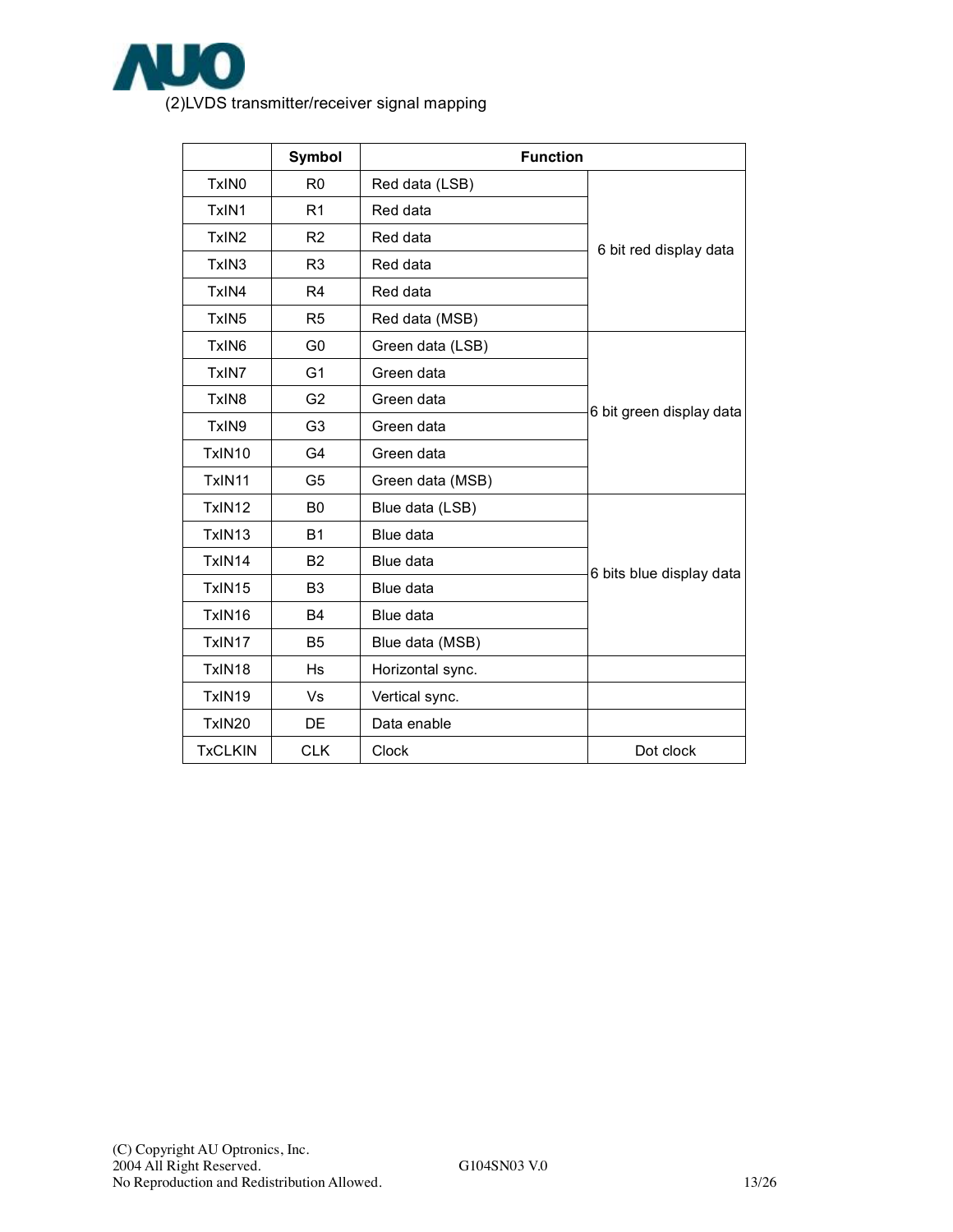(2)LVDS transmitter/receiver signal mapping

| | Symbol | Function | |
|---|---|---|---|
| TxIN0 | R0 | Red data (LSB) | 6 bit red display data |
| TxIN1 | R1 | Red data | |
| TxIN2 | R2 | Red data | |
| TxIN3 | R3 | Red data | |
| TxIN4 | R4 | Red data | |
| TxIN5 | R5 | Red data (MSB) | |
| TxIN6 | G0 | Green data (LSB) | 6 bit green display data |
| TxIN7 | G1 | Green data | |
| TxIN8 | G2 | Green data | |
| TxIN9 | G3 | Green data | |
| TxIN10 | G4 | Green data | |
| TxIN11 | G5 | Green data (MSB) | |
| TxIN12 | B0 | Blue data (LSB) | 6 bits blue display data |
| TxIN13 | B1 | Blue data | |
| TxIN14 | B2 | Blue data | |
| TxIN15 | B3 | Blue data | |
| TxIN16 | B4 | Blue data | |
| TxIN17 | B5 | Blue data (MSB) | |
| TxIN18 | Hs | Horizontal sync. | |
| TxIN19 | Vs | Vertical sync. | |
| TxIN20 | DE | Data enable | |
| TxCLKIN | CLK | Clock | Dot clock |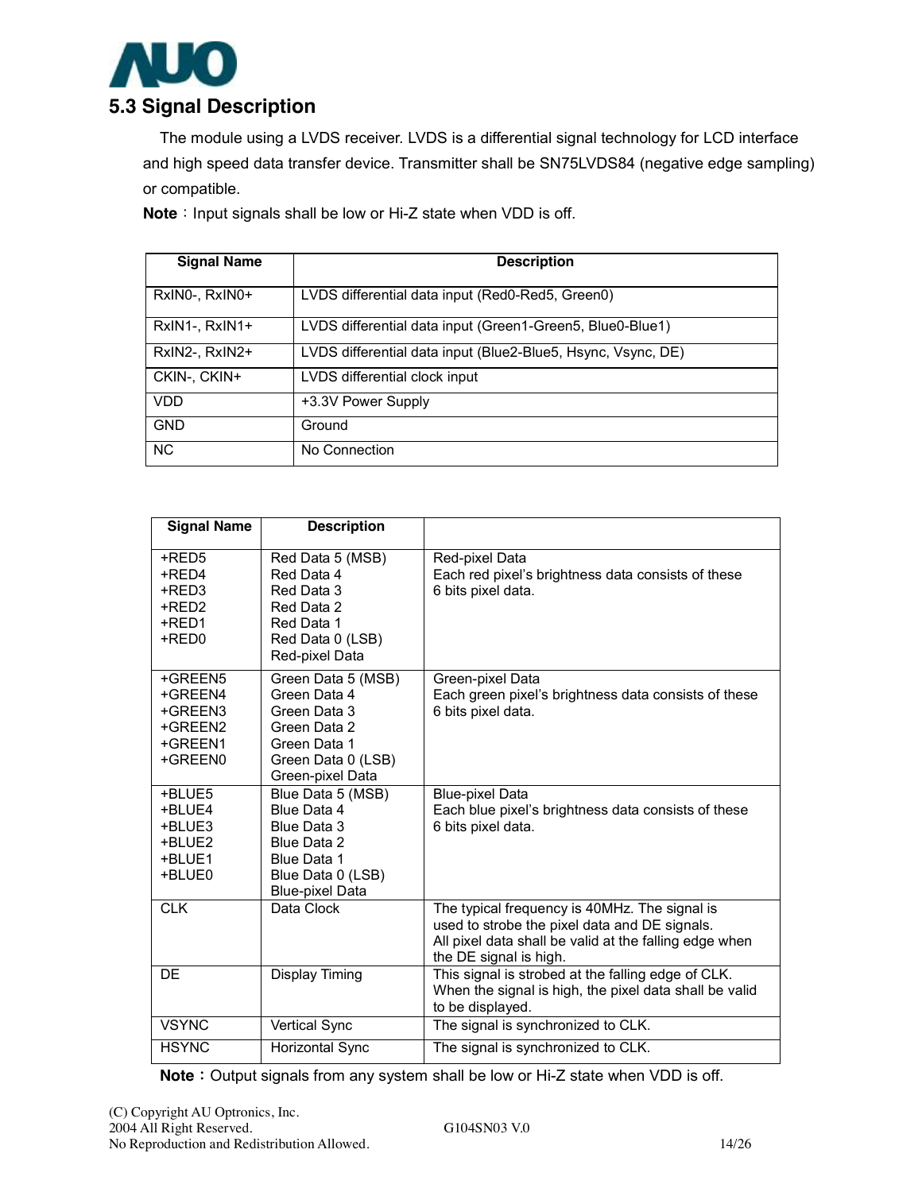## 5.3 Signal Description

The module using a LVDS receiver. LVDS is a differential signal technology for LCD interface and high speed data transfer device. Transmitter shall be SN75LVDS84 (negative edge sampling) or compatible.

**Note**：Input signals shall be low or Hi-Z state when VDD is off.

| Signal Name | Description |
|---|---|
| RxIN0-, RxIN0+ | LVDS differential data input (Red0-Red5, Green0) |
| RxIN1-, RxIN1+ | LVDS differential data input (Green1-Green5, Blue0-Blue1) |
| RxIN2-, RxIN2+ | LVDS differential data input (Blue2-Blue5, Hsync, Vsync, DE) |
| CKIN-, CKIN+ | LVDS differential clock input |
| VDD | +3.3V Power Supply |
| GND | Ground |
| NC | No Connection |

| Signal Name | Description | |
|---|---|---|
| +RED5<br>+RED4<br>+RED3<br>+RED2<br>+RED1<br>+RED0 | Red Data 5 (MSB)<br>Red Data 4<br>Red Data 3<br>Red Data 2<br>Red Data 1<br>Red Data 0 (LSB)<br>Red-pixel Data | Red-pixel Data<br>Each red pixel's brightness data consists of these 6 bits pixel data. |
| +GREEN5<br>+GREEN4<br>+GREEN3<br>+GREEN2<br>+GREEN1<br>+GREEN0 | Green Data 5 (MSB)<br>Green Data 4<br>Green Data 3<br>Green Data 2<br>Green Data 1<br>Green Data 0 (LSB)<br>Green-pixel Data | Green-pixel Data<br>Each green pixel's brightness data consists of these 6 bits pixel data. |
| +BLUE5<br>+BLUE4<br>+BLUE3<br>+BLUE2<br>+BLUE1<br>+BLUE0 | Blue Data 5 (MSB)<br>Blue Data 4<br>Blue Data 3<br>Blue Data 2<br>Blue Data 1<br>Blue Data 0 (LSB)<br>Blue-pixel Data | Blue-pixel Data<br>Each blue pixel's brightness data consists of these 6 bits pixel data. |
| CLK | Data Clock | The typical frequency is 40MHz. The signal is used to strobe the pixel data and DE signals. All pixel data shall be valid at the falling edge when the DE signal is high. |
| DE | Display Timing | This signal is strobed at the falling edge of CLK. When the signal is high, the pixel data shall be valid to be displayed. |
| VSYNC | Vertical Sync | The signal is synchronized to CLK. |
| HSYNC | Horizontal Sync | The signal is synchronized to CLK. |

**Note**：Output signals from any system shall be low or Hi-Z state when VDD is off.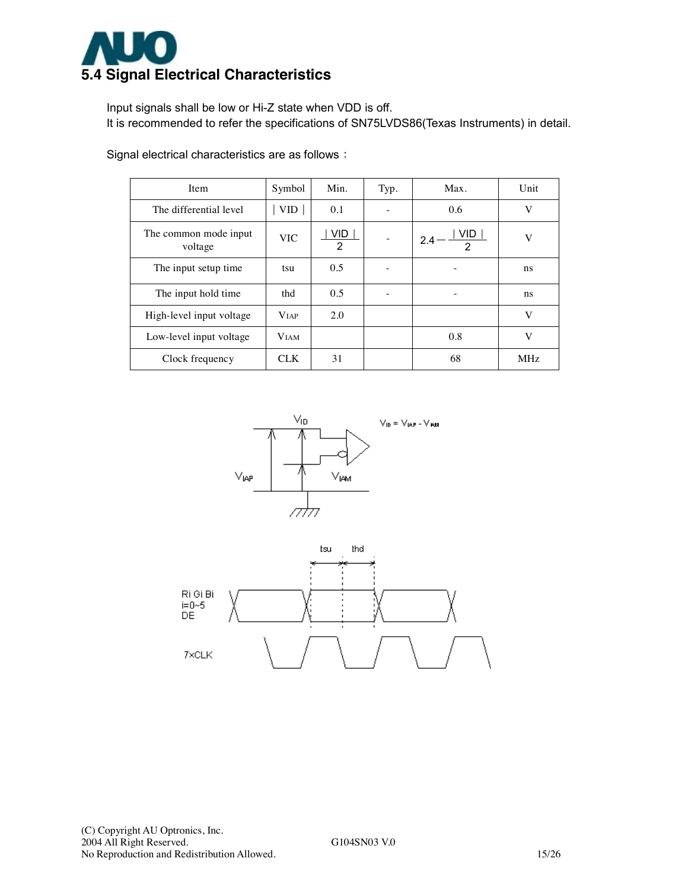## 5.4 Signal Electrical Characteristics

Input signals shall be low or Hi-Z state when VDD is off.
It is recommended to refer the specifications of SN75LVDS86(Texas Instruments) in detail.

Signal electrical characteristics are as follows：

| Item | Symbol | Min. | Typ. | Max. | Unit |
|---|---|---|---|---|---|
| The differential level | \| VID \| | 0.1 | - | 0.6 | V |
| The common mode input voltage | VIC | $\frac{\lvert VID \rvert}{2}$ | - | $2.4 - \frac{\lvert VID \rvert}{2}$ | V |
| The input setup time | tsu | 0.5 | - | - | ns |
| The input hold time | thd | 0.5 | - | - | ns |
| High-level input voltage | $V_{IAP}$ | 2.0 | | | V |
| Low-level input voltage | $V_{IAM}$ | | | 0.8 | V |
| Clock frequency | CLK | 31 | | 68 | MHz |

$V_{ID} = V_{IAP} - V_{IAM}$

tsu thd

Ri Gi Bi
i=0~5
DE

7×CLK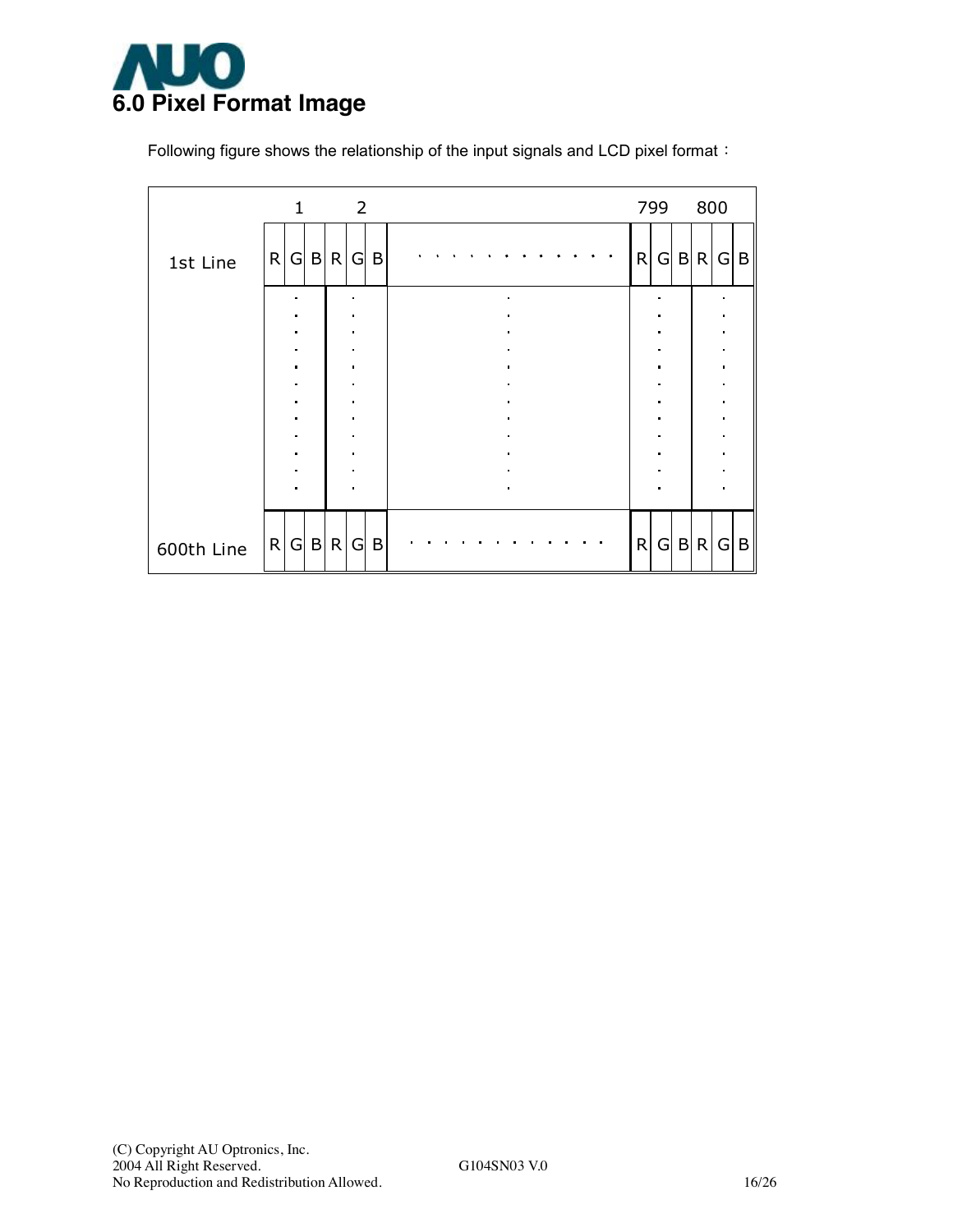# 6.0 Pixel Format Image

Following figure shows the relationship of the input signals and LCD pixel format：

| | 1 | | | 2 | | | | 799 | | | 800 | | |
|---|---|---|---|---|---|---|---|---|---|---|---|---|---|
| 1st Line | R | G | B | R | G | B | · · · · · · · · · · · · | R | G | B | R | G | B |
| | · | | | · | | | · | · | | | · | | |
| 600th Line | R | G | B | R | G | B | · · · · · · · · · · · · | R | G | B | R | G | B |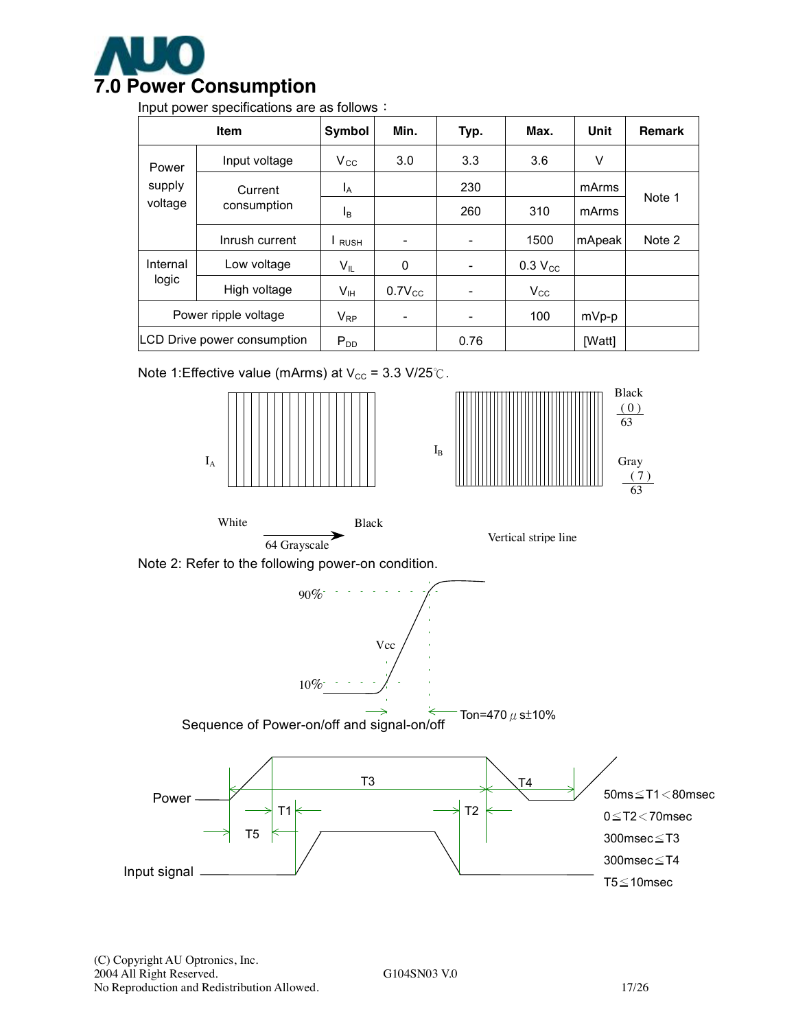# 7.0 Power Consumption

Input power specifications are as follows：

| Item | | Symbol | Min. | Typ. | Max. | Unit | Remark |
|---|---|---|---|---|---|---|---|
| Power supply voltage | Input voltage | $V_{CC}$ | 3.0 | 3.3 | 3.6 | V | |
| | Current consumption | $I_A$ | | 230 | | mArms | Note 1 |
| | | $I_B$ | | 260 | 310 | mArms | |
| | Inrush current | $I_{RUSH}$ | - | - | 1500 | mApeak | Note 2 |
| Internal logic | Low voltage | $V_{IL}$ | 0 | - | 0.3 $V_{CC}$ | | |
| | High voltage | $V_{IH}$ | 0.7$V_{CC}$ | - | $V_{CC}$ | | |
| Power ripple voltage | | $V_{RP}$ | - | - | 100 | mVp-p | |
| LCD Drive power consumption | | $P_{DD}$ | | 0.76 | | [Watt] | |

Note 1:Effective value (mArms) at $V_{CC}$ = 3.3 V/25℃.

$I_A$ — White → Black, 64 Grayscale

$I_B$ — Black (0)/63, Gray (7)/63 — Vertical stripe line

Note 2: Refer to the following power-on condition.

90%, 10%, Vcc, Ton=470 μs±10%

Sequence of Power-on/off and signal-on/off

Power, Input signal, T1, T2, T3, T4, T5

50ms≦T1＜80msec

0≦T2＜70msec

300msec≦T3

300msec≦T4

T5≦10msec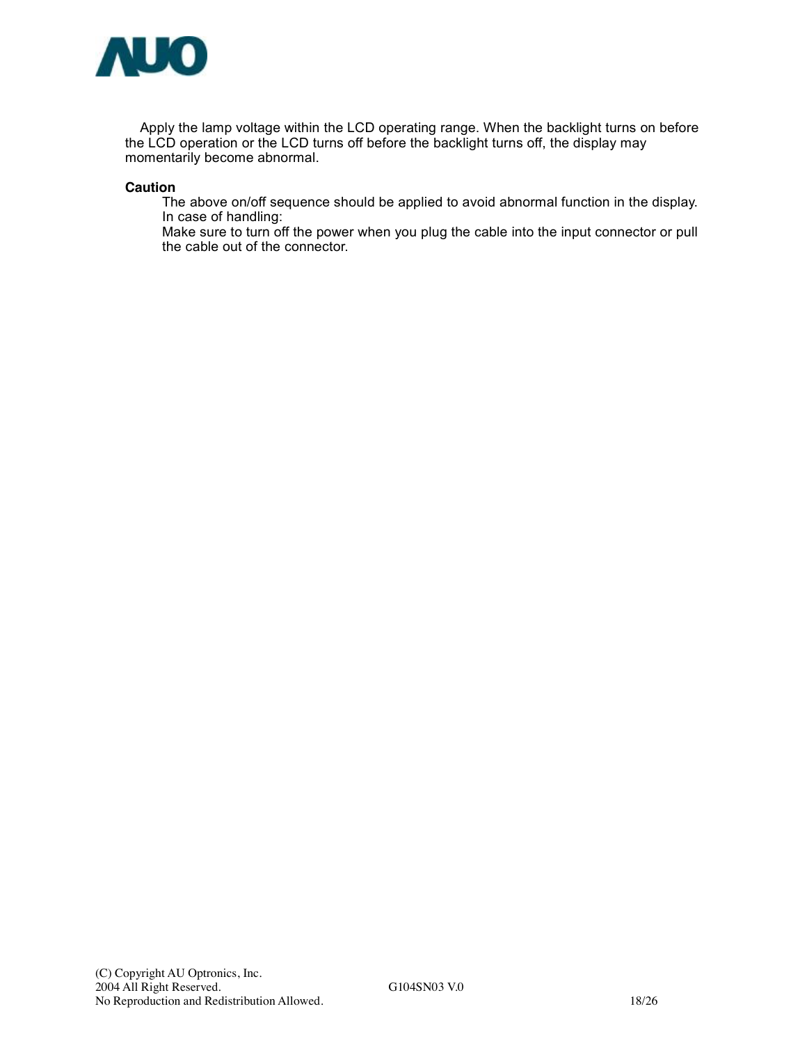Apply the lamp voltage within the LCD operating range. When the backlight turns on before the LCD operation or the LCD turns off before the backlight turns off, the display may momentarily become abnormal.

**Caution**

The above on/off sequence should be applied to avoid abnormal function in the display.
In case of handling:
Make sure to turn off the power when you plug the cable into the input connector or pull the cable out of the connector.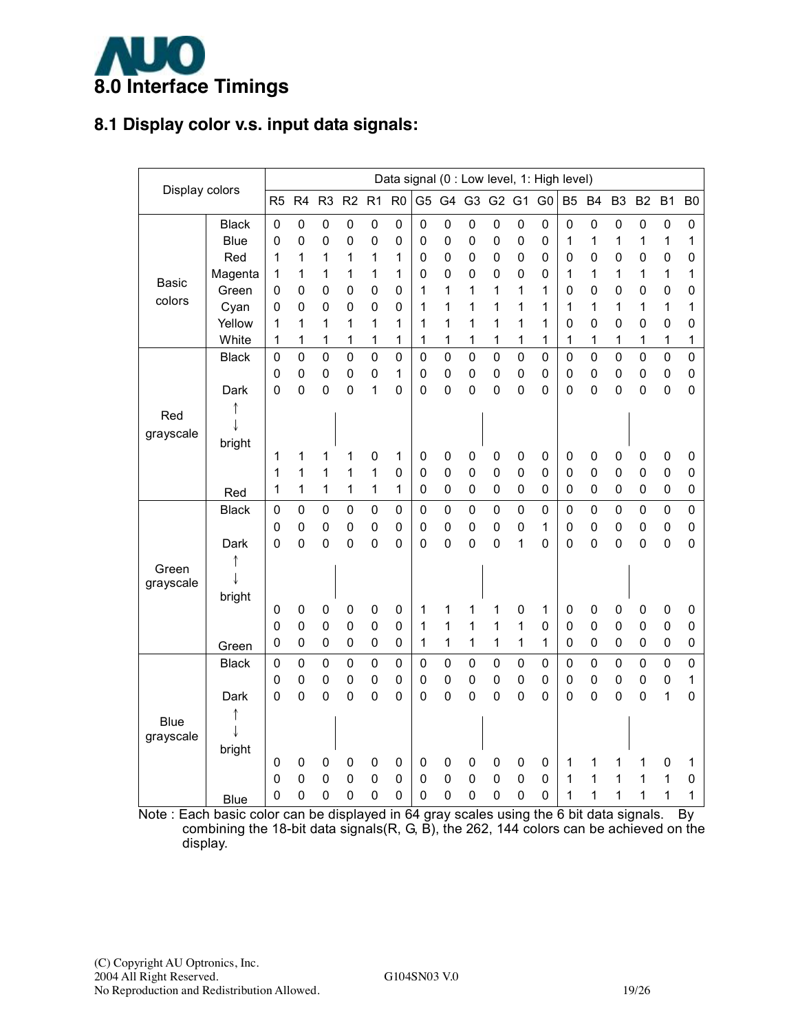# 8.0 Interface Timings

## 8.1 Display color v.s. input data signals:

| Display colors | | R5 | R4 | R3 | R2 | R1 | R0 | G5 | G4 | G3 | G2 | G1 | G0 | B5 | B4 | B3 | B2 | B1 | B0 |
|---|---|---|---|---|---|---|---|---|---|---|---|---|---|---|---|---|---|---|---|
| Basic colors | Black | 0 | 0 | 0 | 0 | 0 | 0 | 0 | 0 | 0 | 0 | 0 | 0 | 0 | 0 | 0 | 0 | 0 | 0 |
| | Blue | 0 | 0 | 0 | 0 | 0 | 0 | 0 | 0 | 0 | 0 | 0 | 0 | 1 | 1 | 1 | 1 | 1 | 1 |
| | Red | 1 | 1 | 1 | 1 | 1 | 1 | 0 | 0 | 0 | 0 | 0 | 0 | 0 | 0 | 0 | 0 | 0 | 0 |
| | Magenta | 1 | 1 | 1 | 1 | 1 | 1 | 0 | 0 | 0 | 0 | 0 | 0 | 1 | 1 | 1 | 1 | 1 | 1 |
| | Green | 0 | 0 | 0 | 0 | 0 | 0 | 1 | 1 | 1 | 1 | 1 | 1 | 0 | 0 | 0 | 0 | 0 | 0 |
| | Cyan | 0 | 0 | 0 | 0 | 0 | 0 | 1 | 1 | 1 | 1 | 1 | 1 | 1 | 1 | 1 | 1 | 1 | 1 |
| | Yellow | 1 | 1 | 1 | 1 | 1 | 1 | 1 | 1 | 1 | 1 | 1 | 1 | 0 | 0 | 0 | 0 | 0 | 0 |
| | White | 1 | 1 | 1 | 1 | 1 | 1 | 1 | 1 | 1 | 1 | 1 | 1 | 1 | 1 | 1 | 1 | 1 | 1 |
| Red grayscale | Black | 0 | 0 | 0 | 0 | 0 | 0 | 0 | 0 | 0 | 0 | 0 | 0 | 0 | 0 | 0 | 0 | 0 | 0 |
| | | 0 | 0 | 0 | 0 | 0 | 1 | 0 | 0 | 0 | 0 | 0 | 0 | 0 | 0 | 0 | 0 | 0 | 0 |
| | Dark | 0 | 0 | 0 | 0 | 1 | 0 | 0 | 0 | 0 | 0 | 0 | 0 | 0 | 0 | 0 | 0 | 0 | 0 |
| | ↑ ↓ | | | \| | | | | | | \| | | | | | | \| | | | |
| | bright | 1 | 1 | 1 | 1 | 0 | 1 | 0 | 0 | 0 | 0 | 0 | 0 | 0 | 0 | 0 | 0 | 0 | 0 |
| | | 1 | 1 | 1 | 1 | 1 | 0 | 0 | 0 | 0 | 0 | 0 | 0 | 0 | 0 | 0 | 0 | 0 | 0 |
| | Red | 1 | 1 | 1 | 1 | 1 | 1 | 0 | 0 | 0 | 0 | 0 | 0 | 0 | 0 | 0 | 0 | 0 | 0 |
| Green grayscale | Black | 0 | 0 | 0 | 0 | 0 | 0 | 0 | 0 | 0 | 0 | 0 | 0 | 0 | 0 | 0 | 0 | 0 | 0 |
| | | 0 | 0 | 0 | 0 | 0 | 0 | 0 | 0 | 0 | 0 | 0 | 1 | 0 | 0 | 0 | 0 | 0 | 0 |
| | Dark | 0 | 0 | 0 | 0 | 0 | 0 | 0 | 0 | 0 | 0 | 1 | 0 | 0 | 0 | 0 | 0 | 0 | 0 |
| | ↑ ↓ | | | \| | | | | | | \| | | | | | | \| | | | |
| | bright | 0 | 0 | 0 | 0 | 0 | 0 | 1 | 1 | 1 | 1 | 0 | 1 | 0 | 0 | 0 | 0 | 0 | 0 |
| | | 0 | 0 | 0 | 0 | 0 | 0 | 1 | 1 | 1 | 1 | 1 | 0 | 0 | 0 | 0 | 0 | 0 | 0 |
| | Green | 0 | 0 | 0 | 0 | 0 | 0 | 1 | 1 | 1 | 1 | 1 | 1 | 0 | 0 | 0 | 0 | 0 | 0 |
| Blue grayscale | Black | 0 | 0 | 0 | 0 | 0 | 0 | 0 | 0 | 0 | 0 | 0 | 0 | 0 | 0 | 0 | 0 | 0 | 0 |
| | | 0 | 0 | 0 | 0 | 0 | 0 | 0 | 0 | 0 | 0 | 0 | 0 | 0 | 0 | 0 | 0 | 0 | 1 |
| | Dark | 0 | 0 | 0 | 0 | 0 | 0 | 0 | 0 | 0 | 0 | 0 | 0 | 0 | 0 | 0 | 0 | 1 | 0 |
| | ↑ ↓ | | | \| | | | | | | \| | | | | | | \| | | | |
| | bright | 0 | 0 | 0 | 0 | 0 | 0 | 0 | 0 | 0 | 0 | 0 | 0 | 1 | 1 | 1 | 1 | 0 | 1 |
| | | 0 | 0 | 0 | 0 | 0 | 0 | 0 | 0 | 0 | 0 | 0 | 0 | 1 | 1 | 1 | 1 | 1 | 0 |
| | Blue | 0 | 0 | 0 | 0 | 0 | 0 | 0 | 0 | 0 | 0 | 0 | 0 | 1 | 1 | 1 | 1 | 1 | 1 |

Data signal (0 : Low level, 1: High level)

Note : Each basic color can be displayed in 64 gray scales using the 6 bit data signals. By combining the 18-bit data signals(R, G, B), the 262, 144 colors can be achieved on the display.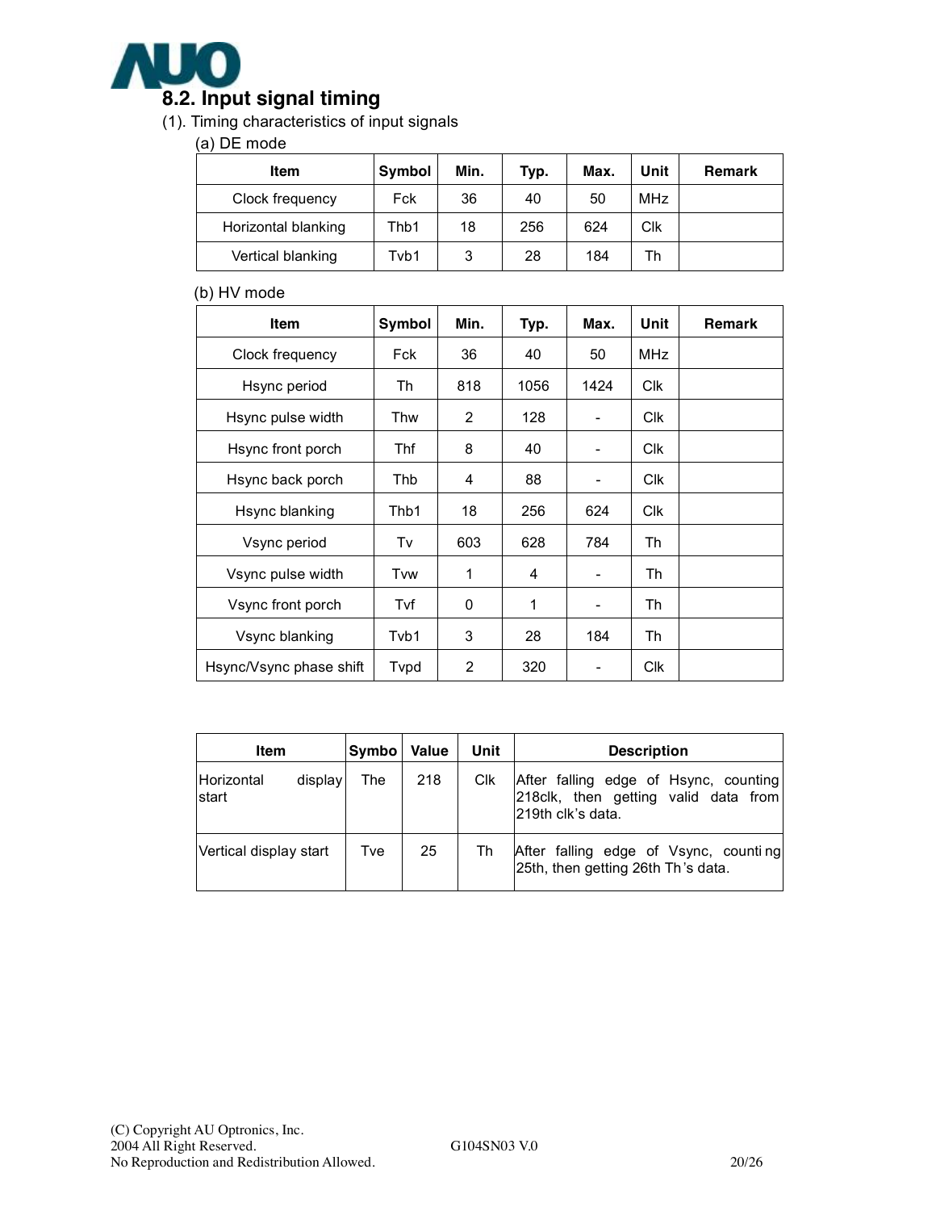## 8.2. Input signal timing

(1). Timing characteristics of input signals

(a) DE mode

| Item | Symbol | Min. | Typ. | Max. | Unit | Remark |
|---|---|---|---|---|---|---|
| Clock frequency | Fck | 36 | 40 | 50 | MHz | |
| Horizontal blanking | Thb1 | 18 | 256 | 624 | Clk | |
| Vertical blanking | Tvb1 | 3 | 28 | 184 | Th | |

(b) HV mode

| Item | Symbol | Min. | Typ. | Max. | Unit | Remark |
|---|---|---|---|---|---|---|
| Clock frequency | Fck | 36 | 40 | 50 | MHz | |
| Hsync period | Th | 818 | 1056 | 1424 | Clk | |
| Hsync pulse width | Thw | 2 | 128 | - | Clk | |
| Hsync front porch | Thf | 8 | 40 | - | Clk | |
| Hsync back porch | Thb | 4 | 88 | - | Clk | |
| Hsync blanking | Thb1 | 18 | 256 | 624 | Clk | |
| Vsync period | Tv | 603 | 628 | 784 | Th | |
| Vsync pulse width | Tvw | 1 | 4 | - | Th | |
| Vsync front porch | Tvf | 0 | 1 | - | Th | |
| Vsync blanking | Tvb1 | 3 | 28 | 184 | Th | |
| Hsync/Vsync phase shift | Tvpd | 2 | 320 | - | Clk | |

| Item | Symbo | Value | Unit | Description |
|---|---|---|---|---|
| Horizontal display start | The | 218 | Clk | After falling edge of Hsync, counting 218clk, then getting valid data from 219th clk's data. |
| Vertical display start | Tve | 25 | Th | After falling edge of Vsync, counting 25th, then getting 26th Th's data. |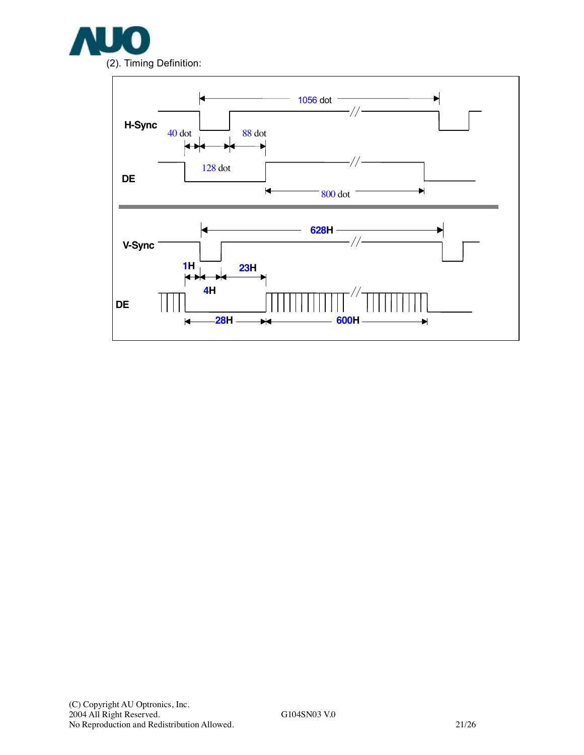(2). Timing Definition:

H-Sync

1056 dot

40 dot

88 dot

128 dot

DE

800 dot

V-Sync

628H

1H

23H

4H

DE

28H

600H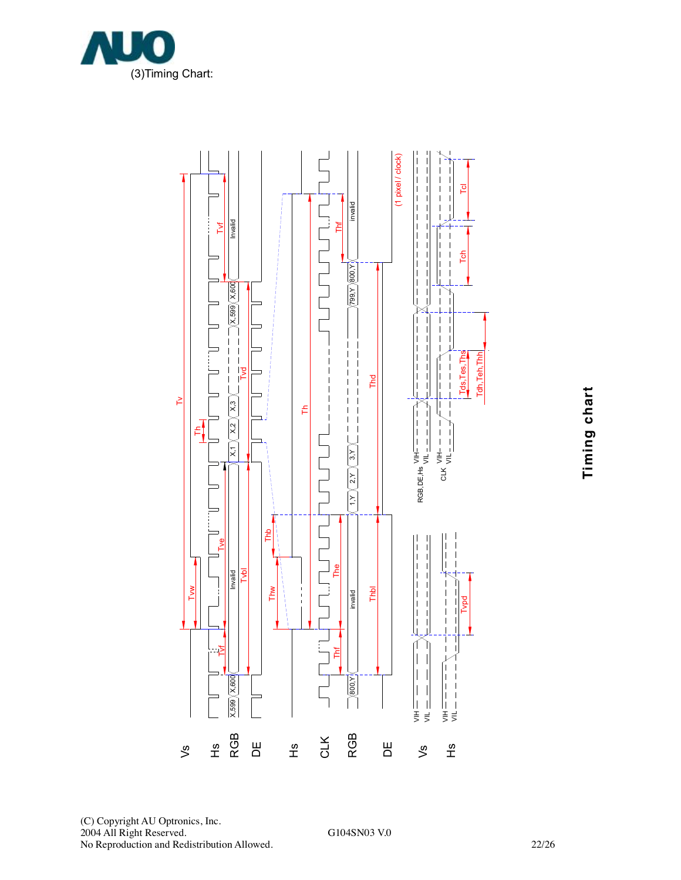(3)Timing Chart:

Vs

Hs

RGB

DE

Hs

CLK

RGB

DE

Vs

Hs

Tv

Tvw

Tvf

Tve

Th

Tvd

Tvbl

Invalid

X,1

X,2

X,3

X,599

X,600

Thb

Thw

Th

Thf

The

Thd

Thbl

invalid

1,Y

2,Y

3,Y

799,Y

800,Y

(1 pixel / clock)

VIH

VIL

RGB,DE,Hs

CLK

Tds,Tes,Ths

Tdh,Teh,Thh

Tch

Tcl

Tvpd

**Timing chart**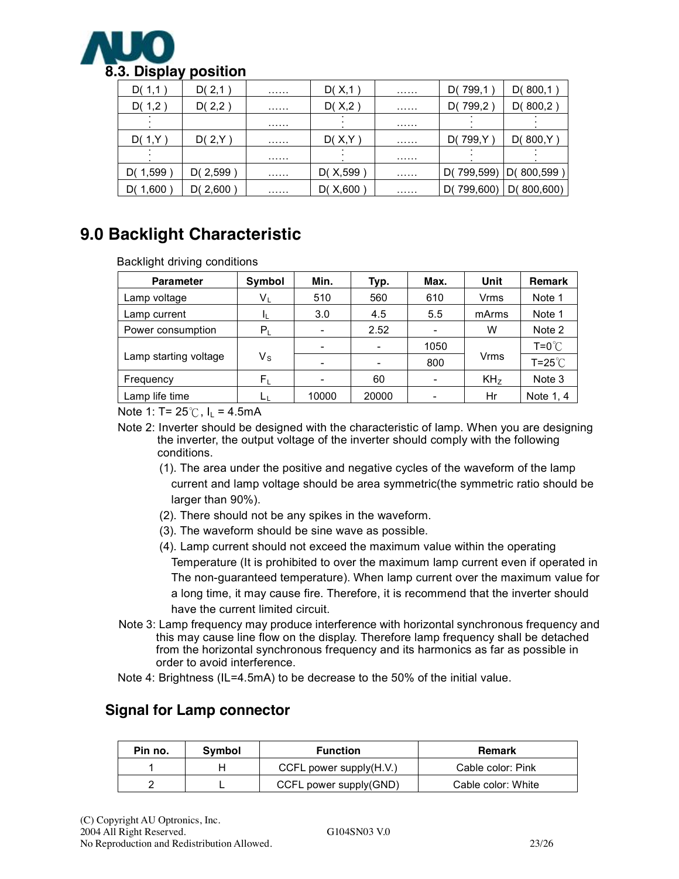## 8.3. Display position

| D( 1,1 ) | D( 2,1 ) | …… | D( X,1 ) | …… | D( 799,1 ) | D( 800,1 ) |
|---|---|---|---|---|---|---|
| D( 1,2 ) | D( 2,2 ) | …… | D( X,2 ) | …… | D( 799,2 ) | D( 800,2 ) |
| ⋮ | | …… | ⋮ | …… | ⋮ | ⋮ |
| D( 1,Y ) | D( 2,Y ) | …… | D( X,Y ) | …… | D( 799,Y ) | D( 800,Y ) |
| ⋮ | | …… | ⋮ | …… | ⋮ | ⋮ |
| D( 1,599 ) | D( 2,599 ) | …… | D( X,599 ) | …… | D( 799,599) | D( 800,599 ) |
| D( 1,600 ) | D( 2,600 ) | …… | D( X,600 ) | …… | D( 799,600) | D( 800,600) |

# 9.0 Backlight Characteristic

Backlight driving conditions

| Parameter | Symbol | Min. | Typ. | Max. | Unit | Remark |
|---|---|---|---|---|---|---|
| Lamp voltage | $V_L$ | 510 | 560 | 610 | Vrms | Note 1 |
| Lamp current | $I_L$ | 3.0 | 4.5 | 5.5 | mArms | Note 1 |
| Power consumption | $P_L$ | - | 2.52 | - | W | Note 2 |
| Lamp starting voltage | $V_S$ | - | - | 1050 | Vrms | T=0℃ |
| | | - | - | 800 | | T=25℃ |
| Frequency | $F_L$ | - | 60 | - | $KH_Z$ | Note 3 |
| Lamp life time | $L_L$ | 10000 | 20000 | - | Hr | Note 1, 4 |

Note 1: T= 25℃, $I_L$ = 4.5mA

Note 2: Inverter should be designed with the characteristic of lamp. When you are designing the inverter, the output voltage of the inverter should comply with the following conditions.

(1). The area under the positive and negative cycles of the waveform of the lamp current and lamp voltage should be area symmetric(the symmetric ratio should be larger than 90%).

(2). There should not be any spikes in the waveform.

(3). The waveform should be sine wave as possible.

(4). Lamp current should not exceed the maximum value within the operating Temperature (It is prohibited to over the maximum lamp current even if operated in The non-guaranteed temperature). When lamp current over the maximum value for a long time, it may cause fire. Therefore, it is recommend that the inverter should have the current limited circuit.

Note 3: Lamp frequency may produce interference with horizontal synchronous frequency and this may cause line flow on the display. Therefore lamp frequency shall be detached from the horizontal synchronous frequency and its harmonics as far as possible in order to avoid interference.

Note 4: Brightness (IL=4.5mA) to be decrease to the 50% of the initial value.

## Signal for Lamp connector

| Pin no. | Symbol | Function | Remark |
|---|---|---|---|
| 1 | H | CCFL power supply(H.V.) | Cable color: Pink |
| 2 | L | CCFL power supply(GND) | Cable color: White |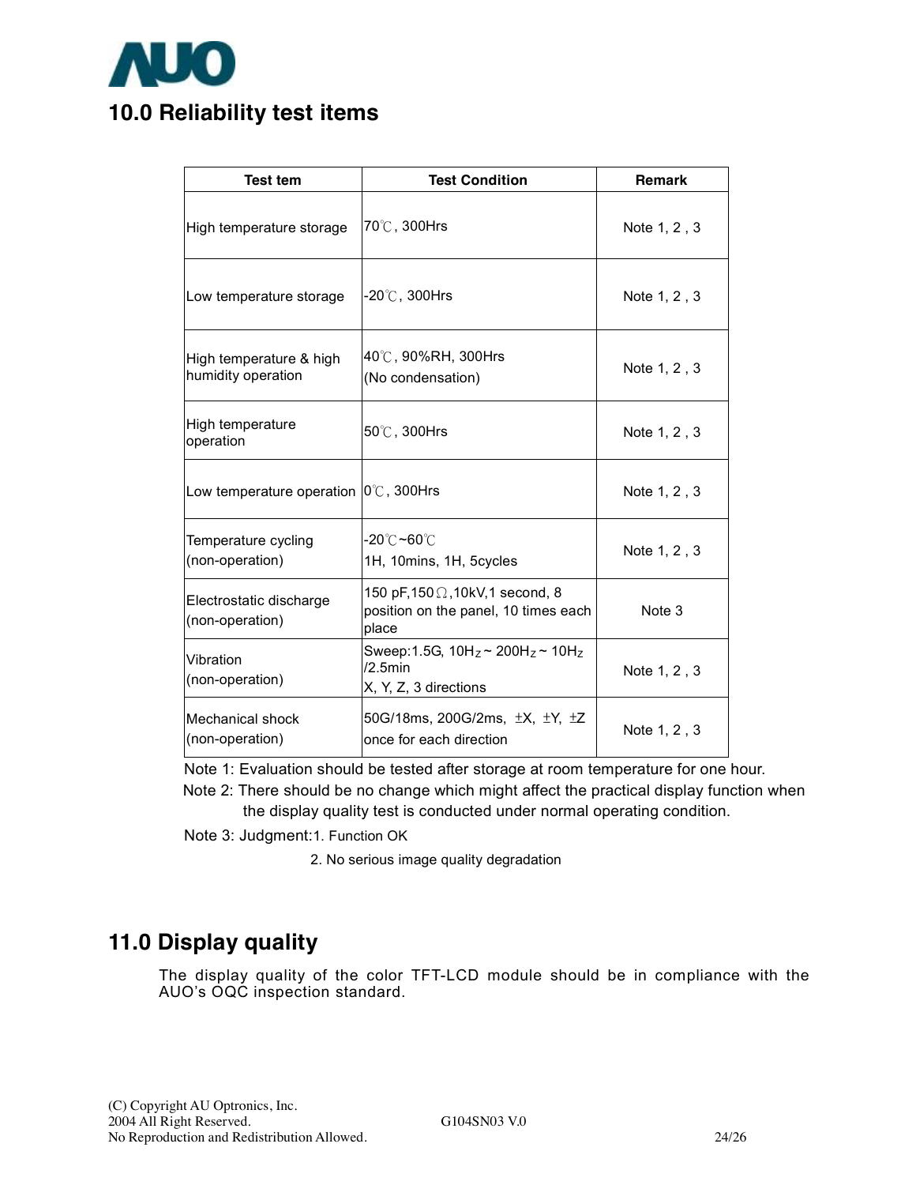## 10.0 Reliability test items

| Test tem | Test Condition | Remark |
|---|---|---|
| High temperature storage | 70℃, 300Hrs | Note 1, 2 , 3 |
| Low temperature storage | -20℃, 300Hrs | Note 1, 2 , 3 |
| High temperature & high humidity operation | 40℃, 90%RH, 300Hrs (No condensation) | Note 1, 2 , 3 |
| High temperature operation | 50℃, 300Hrs | Note 1, 2 , 3 |
| Low temperature operation | 0℃, 300Hrs | Note 1, 2 , 3 |
| Temperature cycling (non-operation) | -20℃~60℃ 1H, 10mins, 1H, 5cycles | Note 1, 2 , 3 |
| Electrostatic discharge (non-operation) | 150 pF,150Ω,10kV,1 second, 8 position on the panel, 10 times each place | Note 3 |
| Vibration (non-operation) | Sweep:1.5G, $10H_Z$ ~ $200H_Z$ ~ $10H_Z$ /2.5min X, Y, Z, 3 directions | Note 1, 2 , 3 |
| Mechanical shock (non-operation) | 50G/18ms, 200G/2ms, ±X, ±Y, ±Z once for each direction | Note 1, 2 , 3 |

Note 1: Evaluation should be tested after storage at room temperature for one hour.

Note 2: There should be no change which might affect the practical display function when the display quality test is conducted under normal operating condition.

Note 3: Judgment:1. Function OK

2. No serious image quality degradation

## 11.0 Display quality

The display quality of the color TFT-LCD module should be in compliance with the AUO's OQC inspection standard.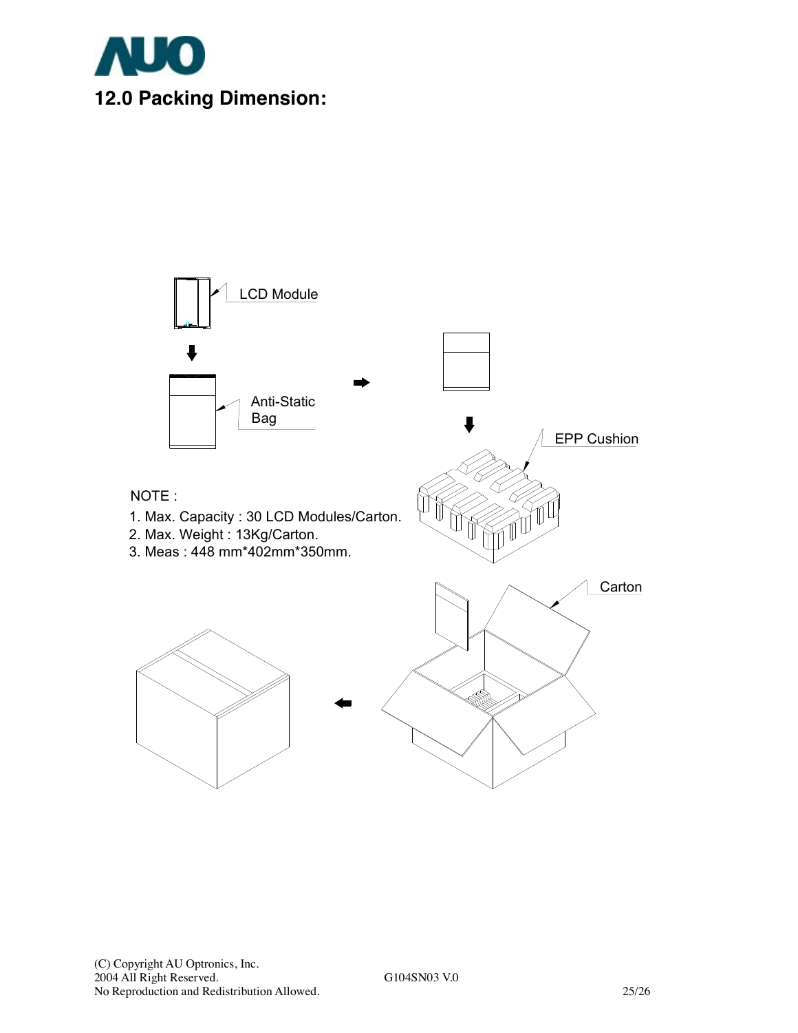## 12.0 Packing Dimension:

LCD Module

Anti-Static Bag

EPP Cushion

Carton

NOTE :

1. Max. Capacity : 30 LCD Modules/Carton.
2. Max. Weight : 13Kg/Carton.
3. Meas : 448 mm*402mm*350mm.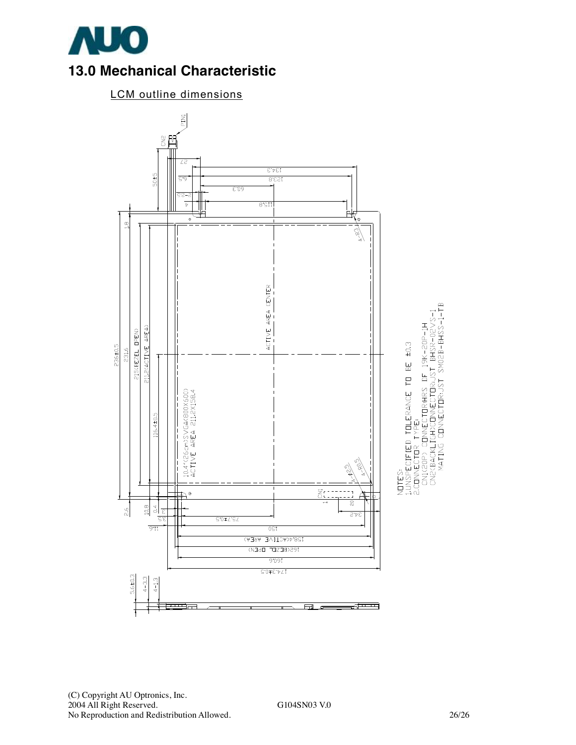# 13.0 Mechanical Characteristic

LCM outline dimensions

PIN1
CN2
50±5
27
134.3
6.5
123.8
60.3
2-R5
4
115.8
1.8
4-R3
236±0.5
231.6
215(BEZEL OPEN)
211.2(ACTIVE AREA)
ACTIVE AREA CENTER
116.4±0.5
10.4"(26cm)SVGA(800X600)
ACTIVE AREA 211.2X158.4
4-R2.5
4-R0.5
CN1
1
20
2.6
10.8
0.4
3
3.5
11.6
75.7±0.5
34.2
150
158.4(ACTIVE AREA)
162(BEZEL OPEN)
160.6
174.3±0.5
5.6±0.3
4-3.3
4-1.3

NOTES:
1.UNSPECIFIED TOLERANCE TO BE ±0.3
2.CONNECTOR TYPE:
CN1(20P) CONNECTOR:HRS DF 19K-20P-1H
CN2(BACKLIGHT)CONNECTOR:JST BHSR-02VS-1
MATING CONNECTOR:JST SM02B-BHSS-1-TB